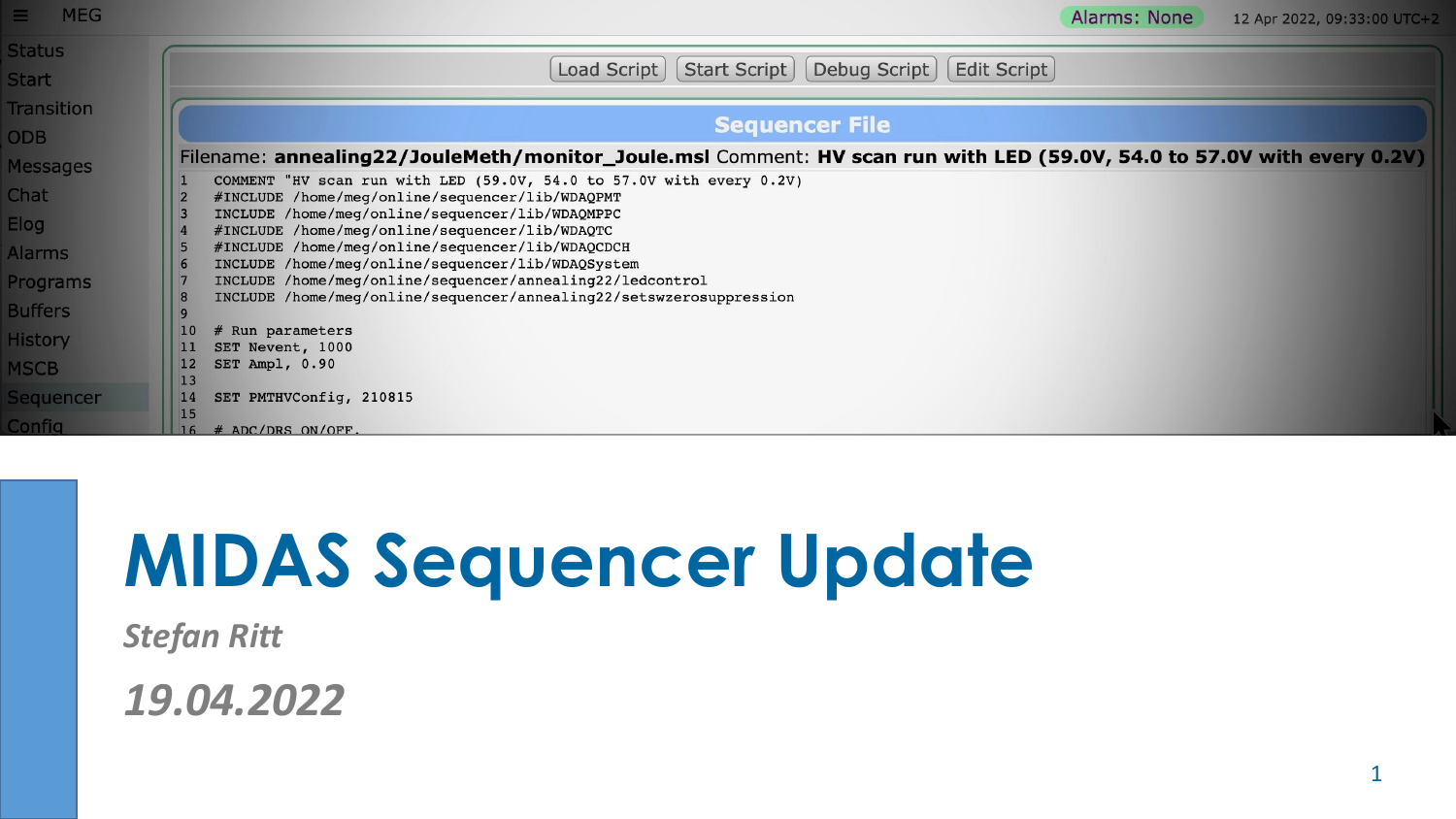MEG

Alarms: None

12 Apr 2022, 09:33:00 UTC+2

Status
Start
Transition
ODB
Messages
Chat
Elog
Alarms
Programs
Buffers
History
MSCB
Sequencer
Config

Load Script | Start Script | Debug Script | Edit Script

**Sequencer File**

Filename: **annealing22/JouleMeth/monitor_Joule.msl** Comment: **HV scan run with LED (59.0V, 54.0 to 57.0V with every 0.2V)**

```
1   COMMENT "HV scan run with LED (59.0V, 54.0 to 57.0V with every 0.2V)
2   #INCLUDE /home/meg/online/sequencer/lib/WDAQPMT
3   INCLUDE /home/meg/online/sequencer/lib/WDAQMPPC
4   #INCLUDE /home/meg/online/sequencer/lib/WDAQTC
5   #INCLUDE /home/meg/online/sequencer/lib/WDAQCDCH
6   INCLUDE /home/meg/online/sequencer/lib/WDAQSystem
7   INCLUDE /home/meg/online/sequencer/annealing22/ledcontrol
8   INCLUDE /home/meg/online/sequencer/annealing22/setswzerosuppression
9
10  # Run parameters
11  SET Nevent, 1000
12  SET Ampl, 0.90
13
14  SET PMTHVConfig, 210815
15
16  # ADC/DRS ON/OFF.
```

# MIDAS Sequencer Update

***Stefan Ritt***

***19.04.2022***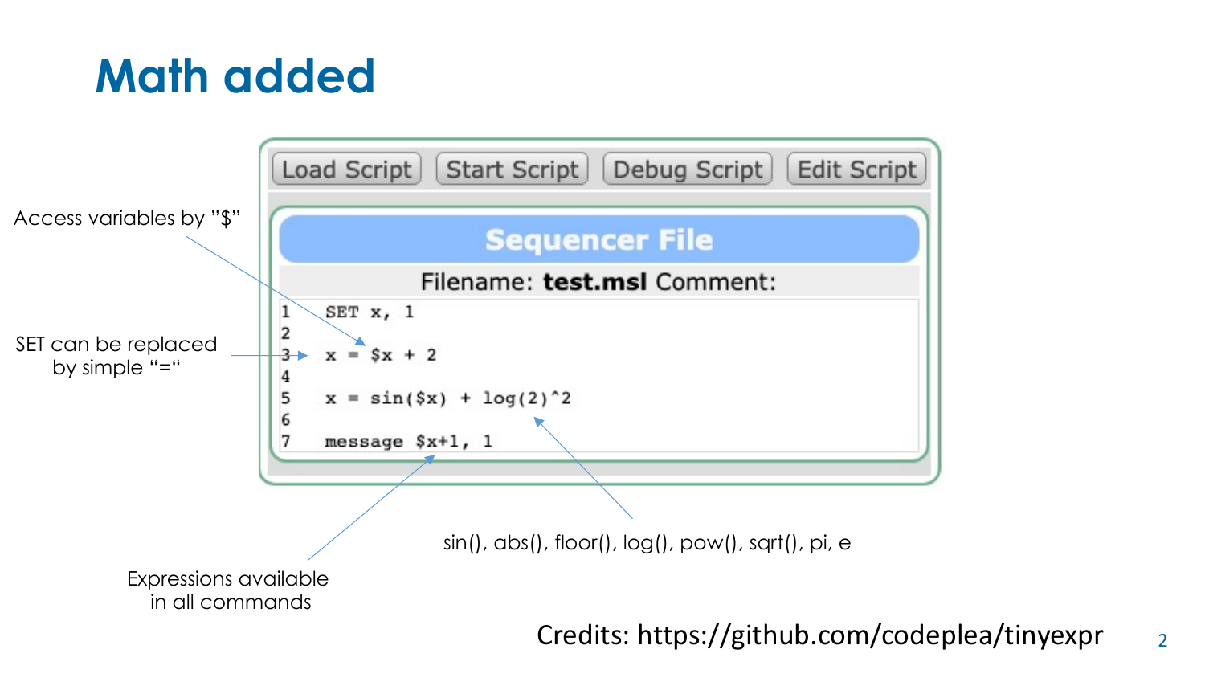# Math added

Load Script | Start Script | Debug Script | Edit Script

**Sequencer File**

Filename: **test.msl** Comment:

```
1   SET x, 1
2
3   x = $x + 2
4
5   x = sin($x) + log(2)^2
6
7   message $x+1, 1
```

Access variables by "$"

SET can be replaced by simple "="

sin(), abs(), floor(), log(), pow(), sqrt(), pi, e

Expressions available in all commands

Credits: https://github.com/codeplea/tinyexpr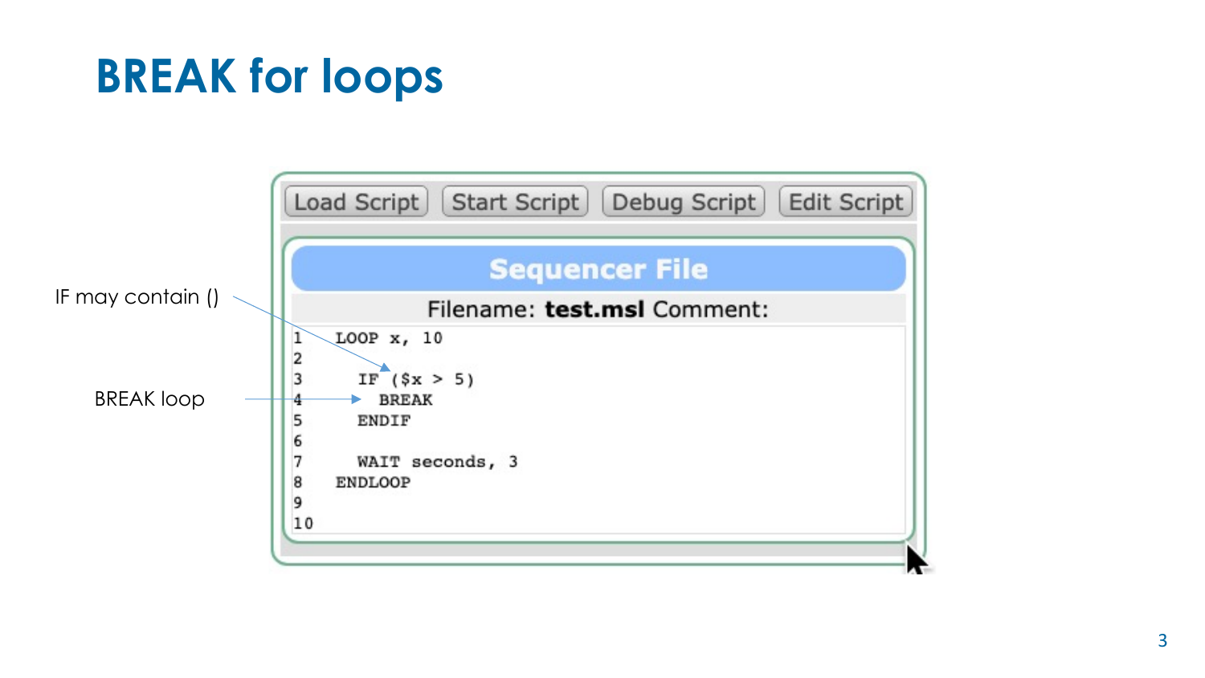# BREAK for loops

IF may contain ()

BREAK loop

Load Script | Start Script | Debug Script | Edit Script

**Sequencer File**

Filename: **test.msl** Comment:

```
1   LOOP x, 10
2
3     IF ($x > 5)
4       BREAK
5     ENDIF
6
7     WAIT seconds, 3
8   ENDLOOP
9
10
```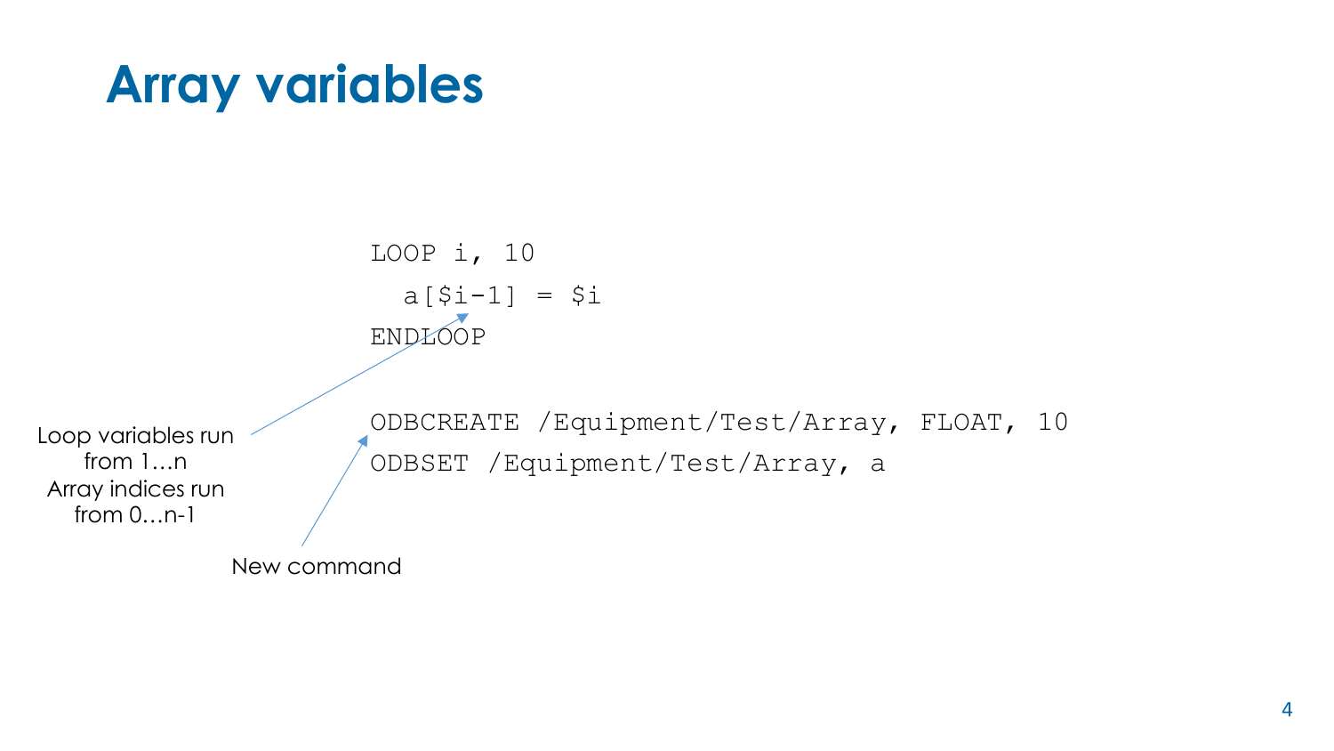# Array variables

```
LOOP i, 10
  a[$i-1] = $i
ENDLOOP

ODBCREATE /Equipment/Test/Array, FLOAT, 10
ODBSET /Equipment/Test/Array, a
```

Loop variables run from 1…n
Array indices run from 0…n-1

New command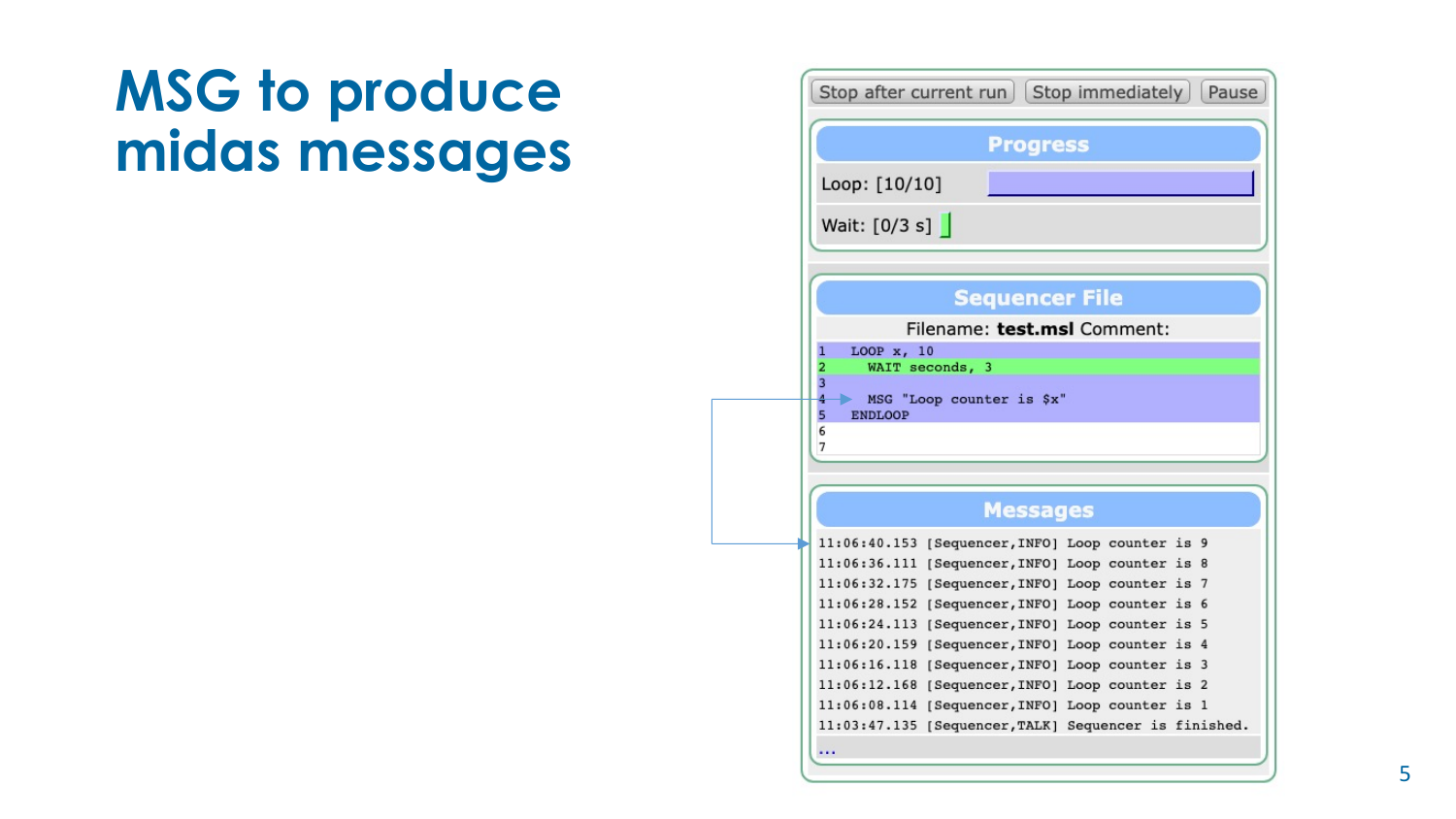# MSG to produce midas messages

Stop after current run | Stop immediately | Pause

**Progress**

Loop: [10/10]

Wait: [0/3 s]

**Sequencer File**

Filename: **test.msl** Comment:

```
1   LOOP x, 10
2     WAIT seconds, 3
3
4     MSG "Loop counter is $x"
5   ENDLOOP
6
7
```

**Messages**

```
11:06:40.153 [Sequencer,INFO] Loop counter is 9
11:06:36.111 [Sequencer,INFO] Loop counter is 8
11:06:32.175 [Sequencer,INFO] Loop counter is 7
11:06:28.152 [Sequencer,INFO] Loop counter is 6
11:06:24.113 [Sequencer,INFO] Loop counter is 5
11:06:20.159 [Sequencer,INFO] Loop counter is 4
11:06:16.118 [Sequencer,INFO] Loop counter is 3
11:06:12.168 [Sequencer,INFO] Loop counter is 2
11:06:08.114 [Sequencer,INFO] Loop counter is 1
11:03:47.135 [Sequencer,TALK] Sequencer is finished.
...
```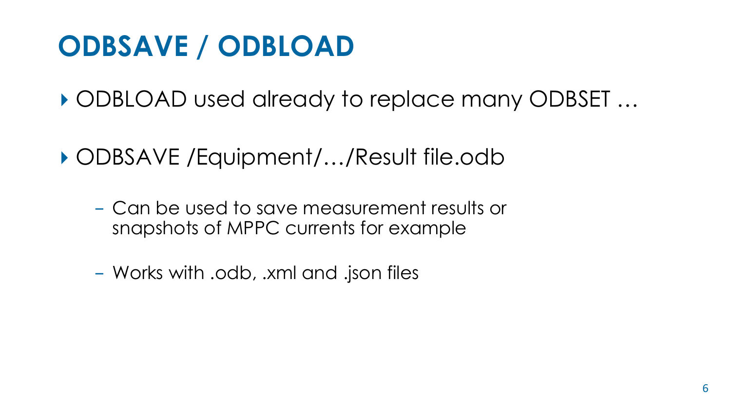# ODBSAVE / ODBLOAD

- ODBLOAD used already to replace many ODBSET …
- ODBSAVE /Equipment/…/Result file.odb
  - Can be used to save measurement results or snapshots of MPPC currents for example
  - Works with .odb, .xml and .json files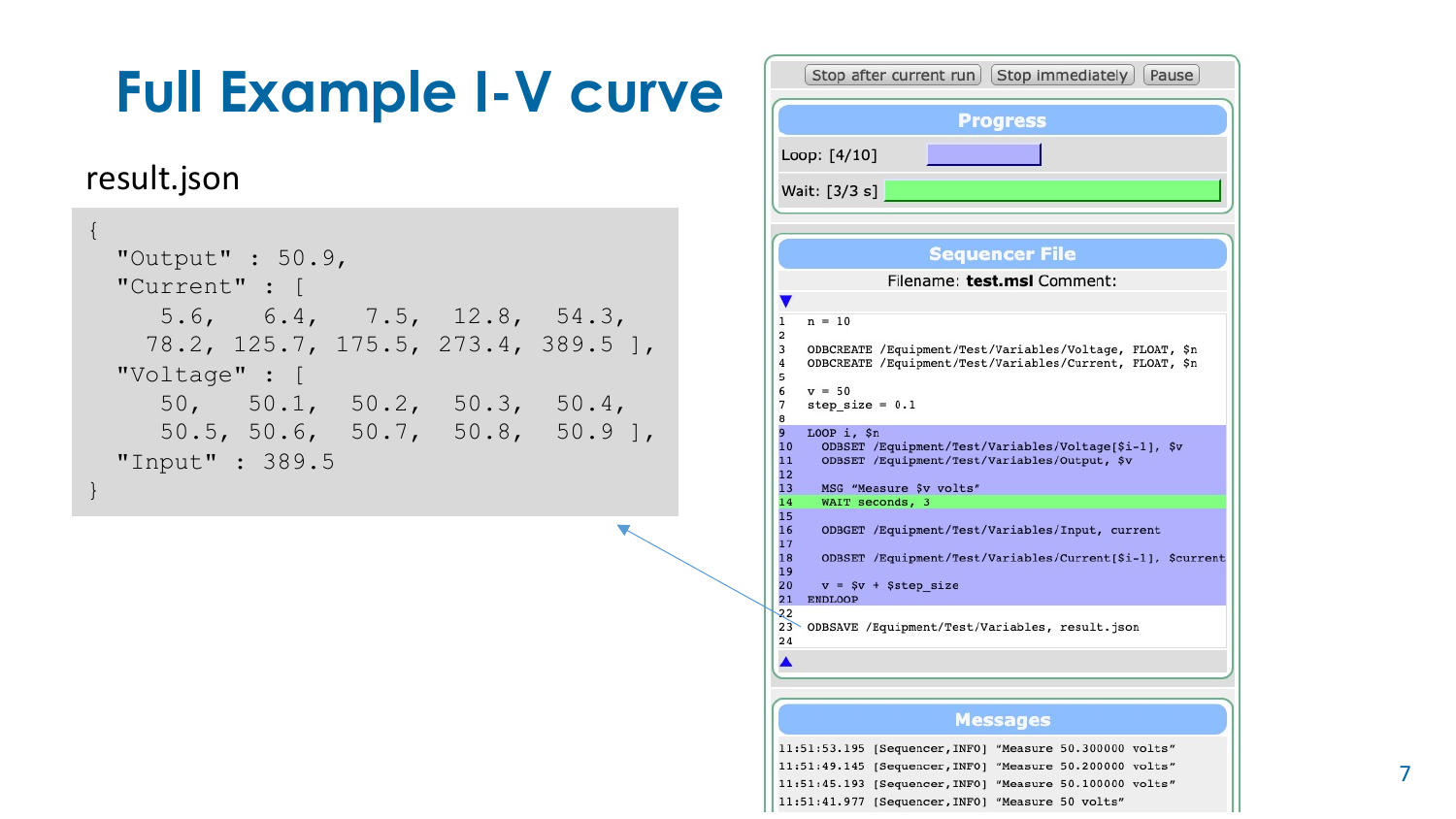# Full Example I-V curve

result.json

```
{
  "Output" : 50.9,
  "Current" : [
     5.6,    6.4,    7.5,   12.8,   54.3,
    78.2, 125.7, 175.5, 273.4, 389.5 ],
  "Voltage" : [
     50,     50.1,   50.2,   50.3,   50.4,
     50.5,  50.6,   50.7,   50.8,   50.9 ],
  "Input" : 389.5
}
```

Stop after current run | Stop immediately | Pause

**Progress**

Loop: [4/10]

Wait: [3/3 s]

**Sequencer File**

Filename: **test.msl** Comment:

```
1   n = 10
2
3   ODBCREATE /Equipment/Test/Variables/Voltage, FLOAT, $n
4   ODBCREATE /Equipment/Test/Variables/Current, FLOAT, $n
5
6   v = 50
7   step_size = 0.1
8
9   LOOP i, $n
10    ODBSET /Equipment/Test/Variables/Voltage[$i-1], $v
11    ODBSET /Equipment/Test/Variables/Output, $v
12
13    MSG "Measure $v volts"
14    WAIT seconds, 3
15
16    ODBGET /Equipment/Test/Variables/Input, current
17
18    ODBSET /Equipment/Test/Variables/Current[$i-1], $current
19
20    v = $v + $step_size
21  ENDLOOP
22
23  ODBSAVE /Equipment/Test/Variables, result.json
24
```

**Messages**

```
11:51:53.195 [Sequencer,INFO] "Measure 50.300000 volts"
11:51:49.145 [Sequencer,INFO] "Measure 50.200000 volts"
11:51:45.193 [Sequencer,INFO] "Measure 50.100000 volts"
11:51:41.977 [Sequencer,INFO] "Measure 50 volts"
```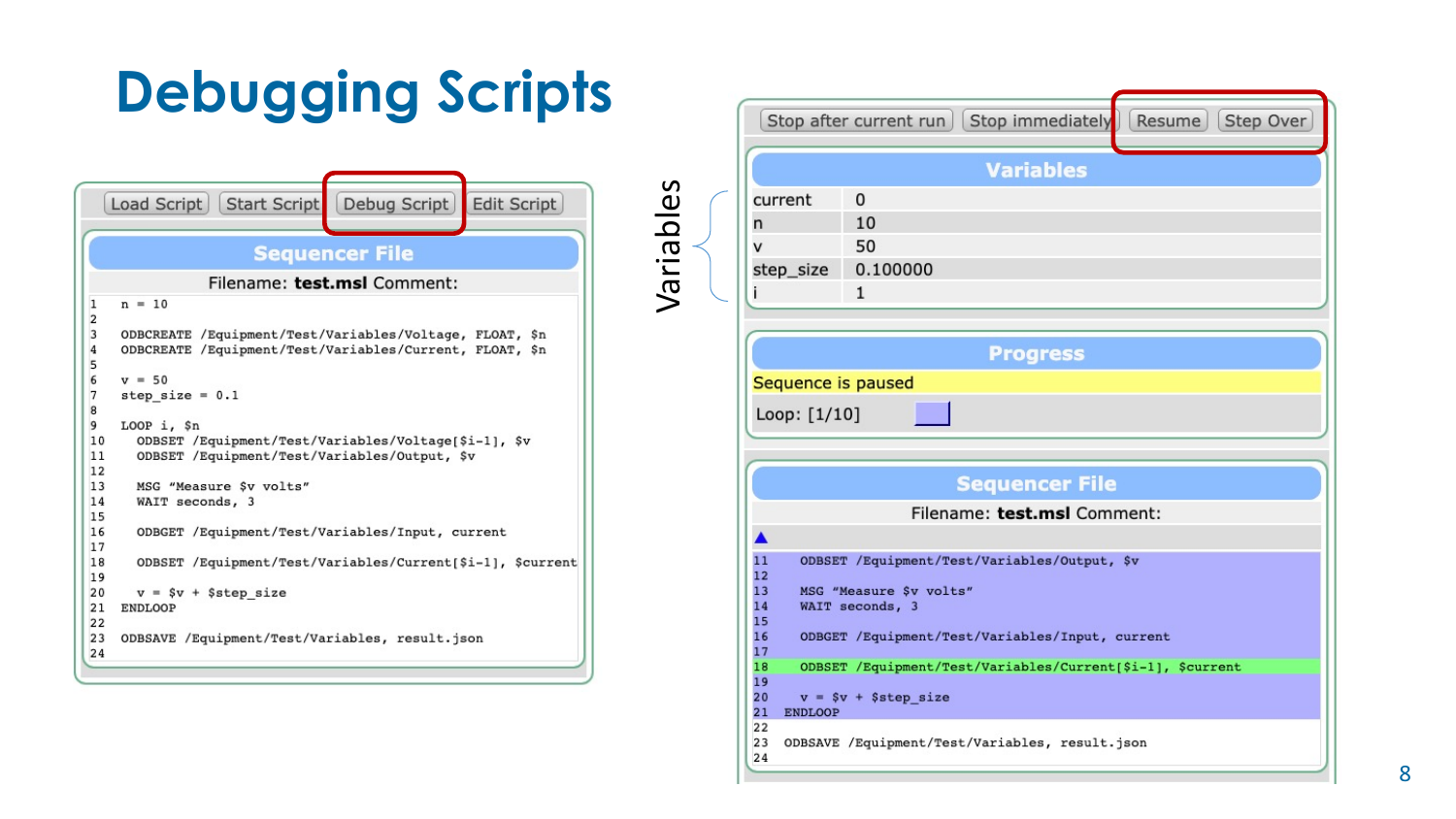# Debugging Scripts

Load Script | Start Script | Debug Script | Edit Script

**Sequencer File**

Filename: **test.msl** Comment:

```
1    n = 10
2
3    ODBCREATE /Equipment/Test/Variables/Voltage, FLOAT, $n
4    ODBCREATE /Equipment/Test/Variables/Current, FLOAT, $n
5
6    v = 50
7    step_size = 0.1
8
9    LOOP i, $n
10     ODBSET /Equipment/Test/Variables/Voltage[$i-1], $v
11     ODBSET /Equipment/Test/Variables/Output, $v
12
13     MSG "Measure $v volts"
14     WAIT seconds, 3
15
16     ODBGET /Equipment/Test/Variables/Input, current
17
18     ODBSET /Equipment/Test/Variables/Current[$i-1], $current
19
20     v = $v + $step_size
21   ENDLOOP
22
23   ODBSAVE /Equipment/Test/Variables, result.json
24
```

Stop after current run | Stop immediately | Resume | Step Over

Variables

**Variables**

| | |
|---|---|
| current | 0 |
| n | 10 |
| v | 50 |
| step_size | 0.100000 |
| i | 1 |

**Progress**

Sequence is paused

Loop: [1/10]

**Sequencer File**

Filename: **test.msl** Comment:

```
11     ODBSET /Equipment/Test/Variables/Output, $v
12
13     MSG "Measure $v volts"
14     WAIT seconds, 3
15
16     ODBGET /Equipment/Test/Variables/Input, current
17
18     ODBSET /Equipment/Test/Variables/Current[$i-1], $current
19
20     v = $v + $step_size
21   ENDLOOP
22
23   ODBSAVE /Equipment/Test/Variables, result.json
24
```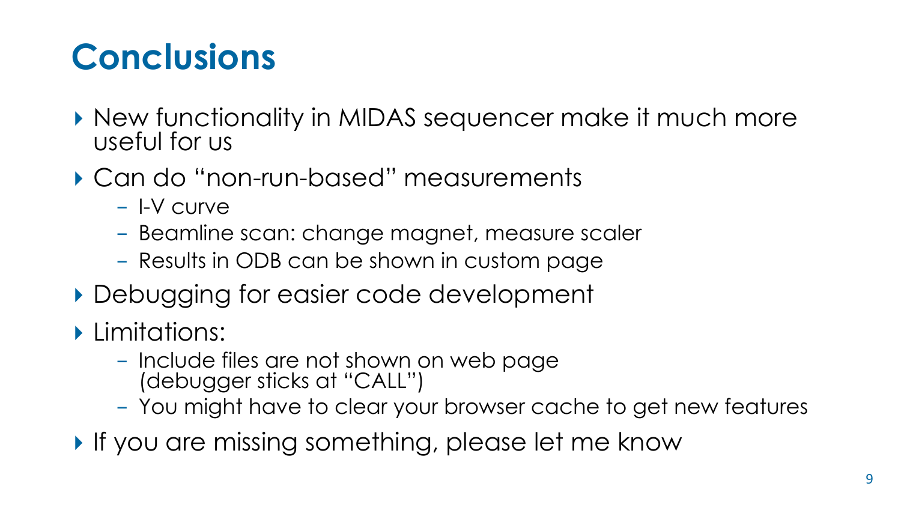# Conclusions

- New functionality in MIDAS sequencer make it much more useful for us
- Can do "non-run-based" measurements
  - I-V curve
  - Beamline scan: change magnet, measure scaler
  - Results in ODB can be shown in custom page
- Debugging for easier code development
- Limitations:
  - Include files are not shown on web page (debugger sticks at "CALL")
  - You might have to clear your browser cache to get new features
- If you are missing something, please let me know